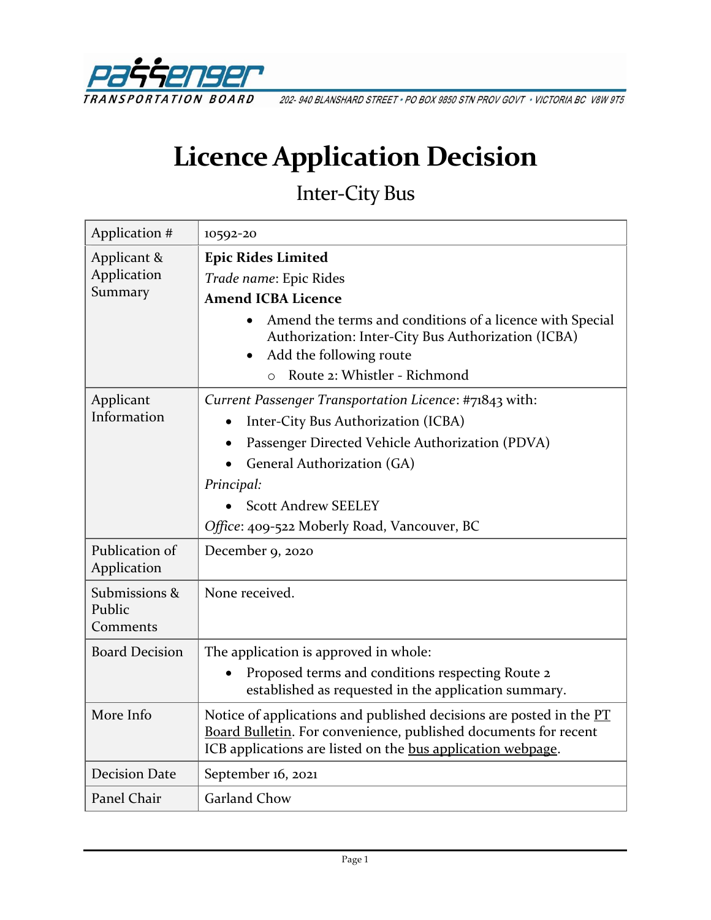Passenger Transportation Board — 202- 940 BLANSHARD STREET • PO BOX 9850 STN PROV GOVT • VICTORIA BC V8W 9T5

# Licence Application Decision

## Inter-City Bus

| | |
|---|---|
| Application # | 10592-20 |
| Applicant & Application Summary | **Epic Rides Limited**<br>*Trade name*: Epic Rides<br>**Amend ICBA Licence**<br>• Amend the terms and conditions of a licence with Special Authorization: Inter-City Bus Authorization (ICBA)<br>• Add the following route<br>  ○ Route 2: Whistler - Richmond |
| Applicant Information | *Current Passenger Transportation Licence*: #71843 with:<br>• Inter-City Bus Authorization (ICBA)<br>• Passenger Directed Vehicle Authorization (PDVA)<br>• General Authorization (GA)<br>*Principal:*<br>• Scott Andrew SEELEY<br>*Office*: 409-522 Moberly Road, Vancouver, BC |
| Publication of Application | December 9, 2020 |
| Submissions & Public Comments | None received. |
| Board Decision | The application is approved in whole:<br>• Proposed terms and conditions respecting Route 2 established as requested in the application summary. |
| More Info | Notice of applications and published decisions are posted in the PT Board Bulletin. For convenience, published documents for recent ICB applications are listed on the bus application webpage. |
| Decision Date | September 16, 2021 |
| Panel Chair | Garland Chow |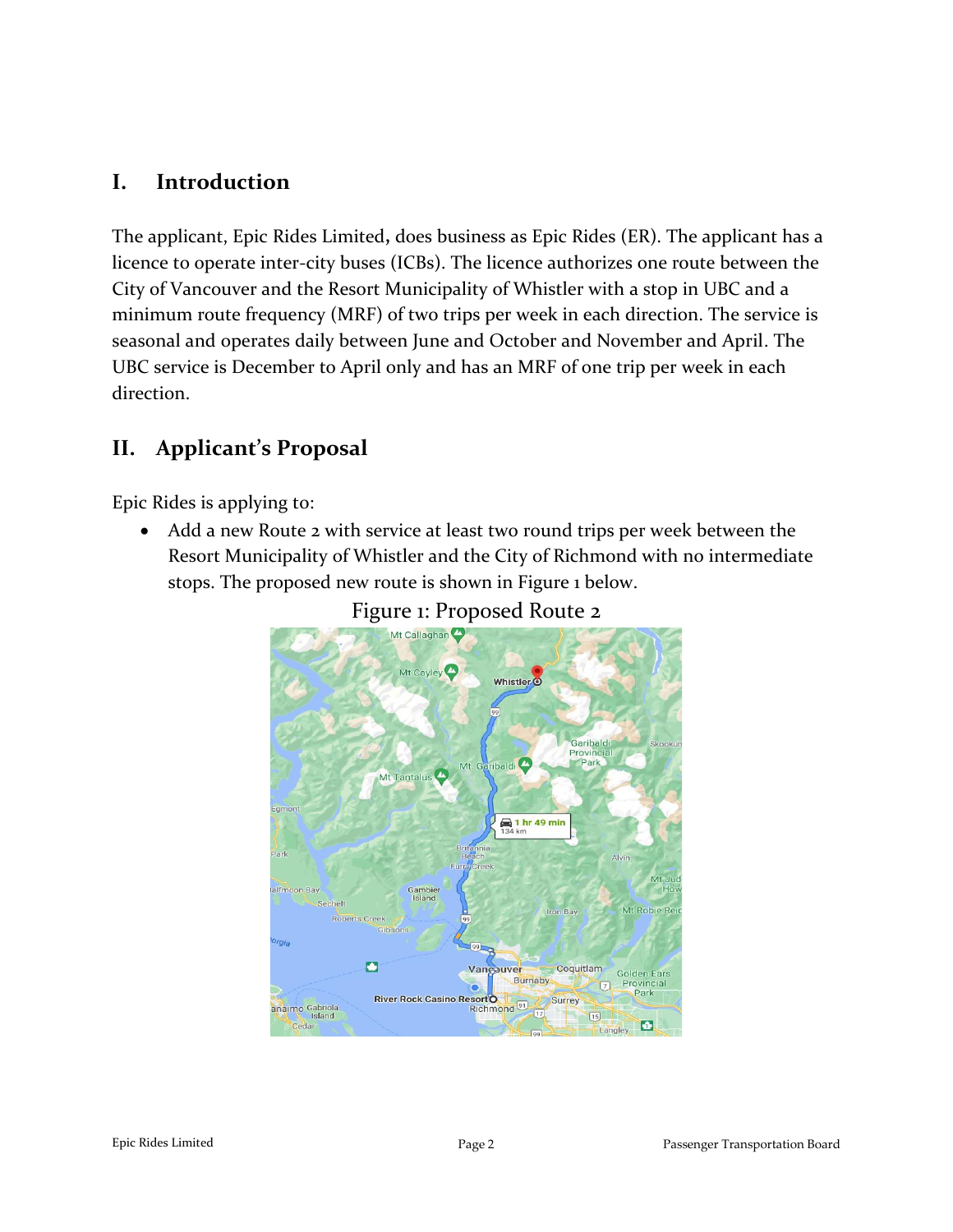## I. Introduction

The applicant, Epic Rides Limited, does business as Epic Rides (ER). The applicant has a licence to operate inter-city buses (ICBs). The licence authorizes one route between the City of Vancouver and the Resort Municipality of Whistler with a stop in UBC and a minimum route frequency (MRF) of two trips per week in each direction. The service is seasonal and operates daily between June and October and November and April. The UBC service is December to April only and has an MRF of one trip per week in each direction.

## II. Applicant's Proposal

Epic Rides is applying to:

- Add a new Route 2 with service at least two round trips per week between the Resort Municipality of Whistler and the City of Richmond with no intermediate stops. The proposed new route is shown in Figure 1 below.

Figure 1: Proposed Route 2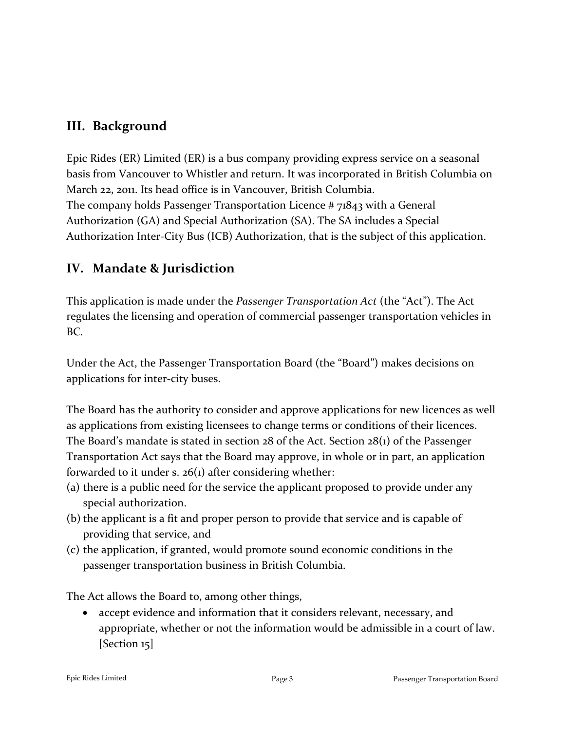## III. Background

Epic Rides (ER) Limited (ER) is a bus company providing express service on a seasonal basis from Vancouver to Whistler and return. It was incorporated in British Columbia on March 22, 2011. Its head office is in Vancouver, British Columbia.
The company holds Passenger Transportation Licence # 71843 with a General Authorization (GA) and Special Authorization (SA). The SA includes a Special Authorization Inter-City Bus (ICB) Authorization, that is the subject of this application.

## IV. Mandate & Jurisdiction

This application is made under the *Passenger Transportation Act* (the "Act"). The Act regulates the licensing and operation of commercial passenger transportation vehicles in BC.

Under the Act, the Passenger Transportation Board (the "Board") makes decisions on applications for inter-city buses.

The Board has the authority to consider and approve applications for new licences as well as applications from existing licensees to change terms or conditions of their licences. The Board's mandate is stated in section 28 of the Act. Section 28(1) of the Passenger Transportation Act says that the Board may approve, in whole or in part, an application forwarded to it under s. 26(1) after considering whether:

(a) there is a public need for the service the applicant proposed to provide under any special authorization.
(b) the applicant is a fit and proper person to provide that service and is capable of providing that service, and
(c) the application, if granted, would promote sound economic conditions in the passenger transportation business in British Columbia.

The Act allows the Board to, among other things,

- accept evidence and information that it considers relevant, necessary, and appropriate, whether or not the information would be admissible in a court of law. [Section 15]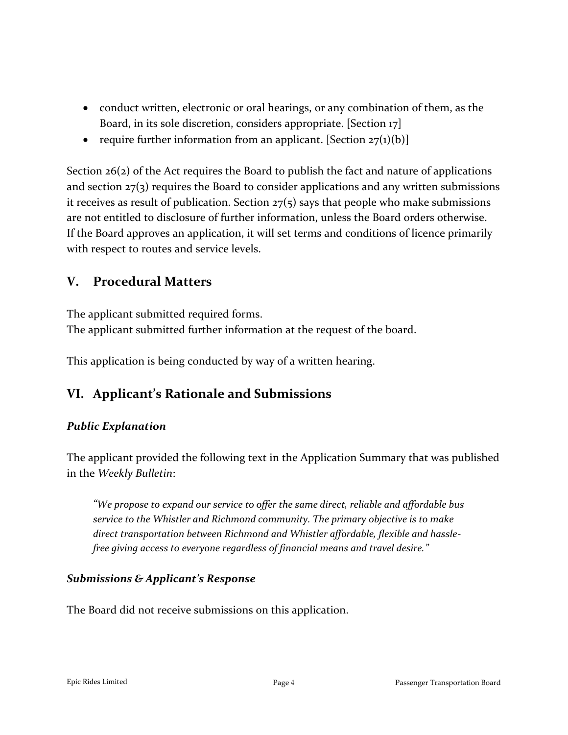- conduct written, electronic or oral hearings, or any combination of them, as the Board, in its sole discretion, considers appropriate. [Section 17]
- require further information from an applicant. [Section 27(1)(b)]

Section 26(2) of the Act requires the Board to publish the fact and nature of applications and section 27(3) requires the Board to consider applications and any written submissions it receives as result of publication. Section 27(5) says that people who make submissions are not entitled to disclosure of further information, unless the Board orders otherwise. If the Board approves an application, it will set terms and conditions of licence primarily with respect to routes and service levels.

## V. Procedural Matters

The applicant submitted required forms.
The applicant submitted further information at the request of the board.

This application is being conducted by way of a written hearing.

## VI. Applicant's Rationale and Submissions

### *Public Explanation*

The applicant provided the following text in the Application Summary that was published in the *Weekly Bulletin*:

> *"We propose to expand our service to offer the same direct, reliable and affordable bus service to the Whistler and Richmond community. The primary objective is to make direct transportation between Richmond and Whistler affordable, flexible and hassle-free giving access to everyone regardless of financial means and travel desire."*

### *Submissions & Applicant's Response*

The Board did not receive submissions on this application.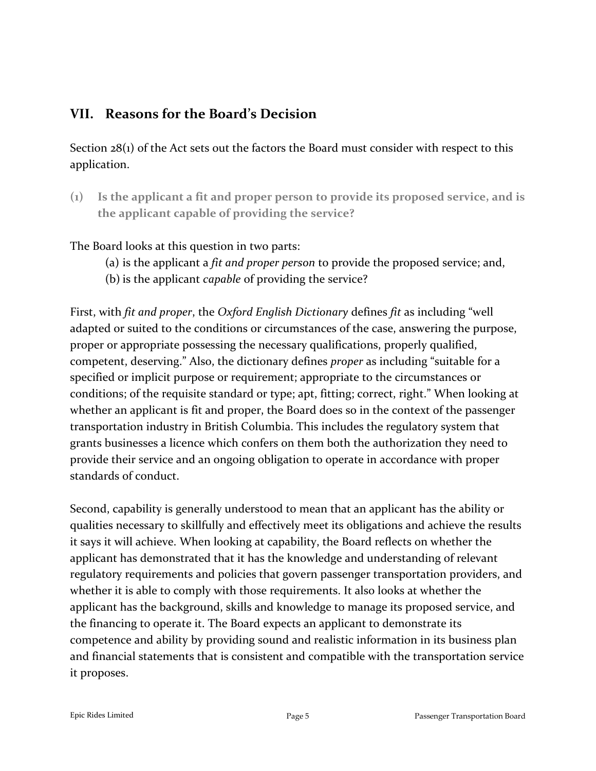## VII. Reasons for the Board's Decision

Section 28(1) of the Act sets out the factors the Board must consider with respect to this application.

### (1) Is the applicant a fit and proper person to provide its proposed service, and is the applicant capable of providing the service?

The Board looks at this question in two parts:

(a) is the applicant a *fit and proper person* to provide the proposed service; and,

(b) is the applicant *capable* of providing the service?

First, with *fit and proper*, the *Oxford English Dictionary* defines *fit* as including "well adapted or suited to the conditions or circumstances of the case, answering the purpose, proper or appropriate possessing the necessary qualifications, properly qualified, competent, deserving." Also, the dictionary defines *proper* as including "suitable for a specified or implicit purpose or requirement; appropriate to the circumstances or conditions; of the requisite standard or type; apt, fitting; correct, right." When looking at whether an applicant is fit and proper, the Board does so in the context of the passenger transportation industry in British Columbia. This includes the regulatory system that grants businesses a licence which confers on them both the authorization they need to provide their service and an ongoing obligation to operate in accordance with proper standards of conduct.

Second, capability is generally understood to mean that an applicant has the ability or qualities necessary to skillfully and effectively meet its obligations and achieve the results it says it will achieve. When looking at capability, the Board reflects on whether the applicant has demonstrated that it has the knowledge and understanding of relevant regulatory requirements and policies that govern passenger transportation providers, and whether it is able to comply with those requirements. It also looks at whether the applicant has the background, skills and knowledge to manage its proposed service, and the financing to operate it. The Board expects an applicant to demonstrate its competence and ability by providing sound and realistic information in its business plan and financial statements that is consistent and compatible with the transportation service it proposes.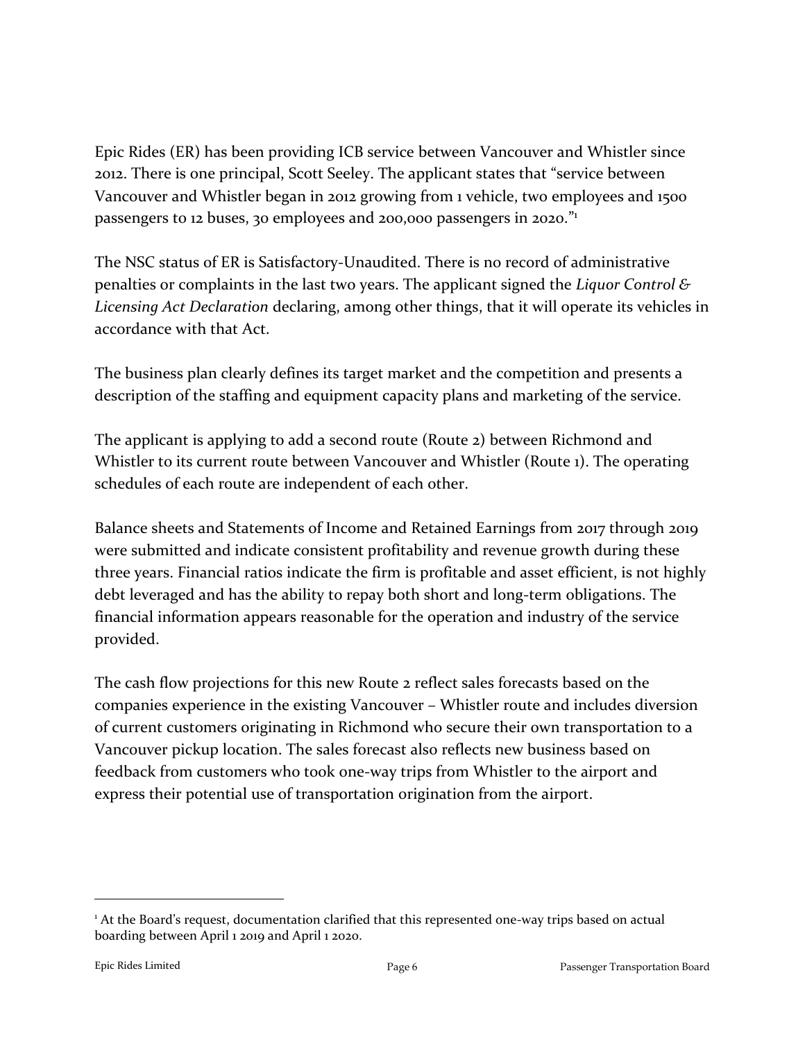Epic Rides (ER) has been providing ICB service between Vancouver and Whistler since 2012. There is one principal, Scott Seeley. The applicant states that "service between Vancouver and Whistler began in 2012 growing from 1 vehicle, two employees and 1500 passengers to 12 buses, 30 employees and 200,000 passengers in 2020."[1]

The NSC status of ER is Satisfactory-Unaudited. There is no record of administrative penalties or complaints in the last two years. The applicant signed the *Liquor Control & Licensing Act Declaration* declaring, among other things, that it will operate its vehicles in accordance with that Act.

The business plan clearly defines its target market and the competition and presents a description of the staffing and equipment capacity plans and marketing of the service.

The applicant is applying to add a second route (Route 2) between Richmond and Whistler to its current route between Vancouver and Whistler (Route 1). The operating schedules of each route are independent of each other.

Balance sheets and Statements of Income and Retained Earnings from 2017 through 2019 were submitted and indicate consistent profitability and revenue growth during these three years. Financial ratios indicate the firm is profitable and asset efficient, is not highly debt leveraged and has the ability to repay both short and long-term obligations. The financial information appears reasonable for the operation and industry of the service provided.

The cash flow projections for this new Route 2 reflect sales forecasts based on the companies experience in the existing Vancouver – Whistler route and includes diversion of current customers originating in Richmond who secure their own transportation to a Vancouver pickup location. The sales forecast also reflects new business based on feedback from customers who took one-way trips from Whistler to the airport and express their potential use of transportation origination from the airport.

---

[1] At the Board's request, documentation clarified that this represented one-way trips based on actual boarding between April 1 2019 and April 1 2020.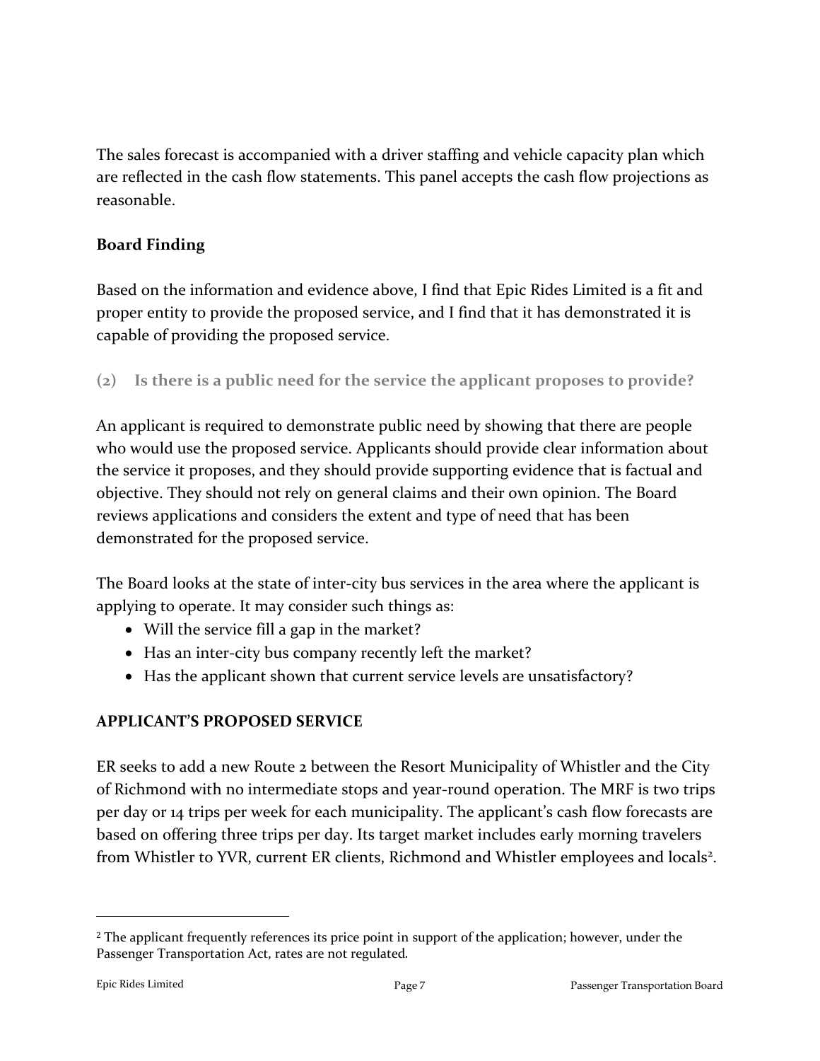The sales forecast is accompanied with a driver staffing and vehicle capacity plan which are reflected in the cash flow statements. This panel accepts the cash flow projections as reasonable.

**Board Finding**

Based on the information and evidence above, I find that Epic Rides Limited is a fit and proper entity to provide the proposed service, and I find that it has demonstrated it is capable of providing the proposed service.

### (2) Is there is a public need for the service the applicant proposes to provide?

An applicant is required to demonstrate public need by showing that there are people who would use the proposed service. Applicants should provide clear information about the service it proposes, and they should provide supporting evidence that is factual and objective. They should not rely on general claims and their own opinion. The Board reviews applications and considers the extent and type of need that has been demonstrated for the proposed service.

The Board looks at the state of inter-city bus services in the area where the applicant is applying to operate. It may consider such things as:

- Will the service fill a gap in the market?
- Has an inter-city bus company recently left the market?
- Has the applicant shown that current service levels are unsatisfactory?

**APPLICANT'S PROPOSED SERVICE**

ER seeks to add a new Route 2 between the Resort Municipality of Whistler and the City of Richmond with no intermediate stops and year-round operation. The MRF is two trips per day or 14 trips per week for each municipality. The applicant's cash flow forecasts are based on offering three trips per day. Its target market includes early morning travelers from Whistler to YVR, current ER clients, Richmond and Whistler employees and locals[2].

[2] The applicant frequently references its price point in support of the application; however, under the Passenger Transportation Act, rates are not regulated.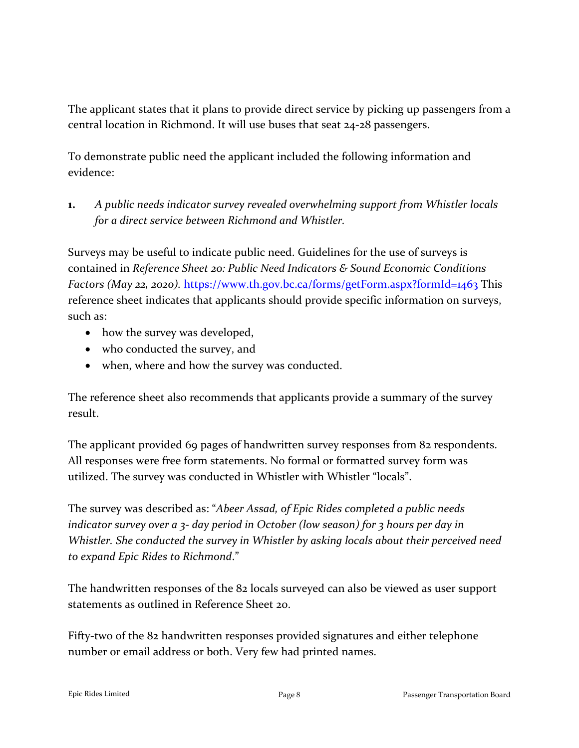The applicant states that it plans to provide direct service by picking up passengers from a central location in Richmond. It will use buses that seat 24-28 passengers.

To demonstrate public need the applicant included the following information and evidence:

1. *A public needs indicator survey revealed overwhelming support from Whistler locals for a direct service between Richmond and Whistler.*

Surveys may be useful to indicate public need. Guidelines for the use of surveys is contained in *Reference Sheet 20: Public Need Indicators & Sound Economic Conditions Factors (May 22, 2020).* [https://www.th.gov.bc.ca/forms/getForm.aspx?formId=1463](https://www.th.gov.bc.ca/forms/getForm.aspx?formId=1463) This reference sheet indicates that applicants should provide specific information on surveys, such as:

- how the survey was developed,
- who conducted the survey, and
- when, where and how the survey was conducted.

The reference sheet also recommends that applicants provide a summary of the survey result.

The applicant provided 69 pages of handwritten survey responses from 82 respondents. All responses were free form statements. No formal or formatted survey form was utilized. The survey was conducted in Whistler with Whistler "locals".

The survey was described as: "*Abeer Assad, of Epic Rides completed a public needs indicator survey over a 3- day period in October (low season) for 3 hours per day in Whistler. She conducted the survey in Whistler by asking locals about their perceived need to expand Epic Rides to Richmond*."

The handwritten responses of the 82 locals surveyed can also be viewed as user support statements as outlined in Reference Sheet 20.

Fifty-two of the 82 handwritten responses provided signatures and either telephone number or email address or both. Very few had printed names.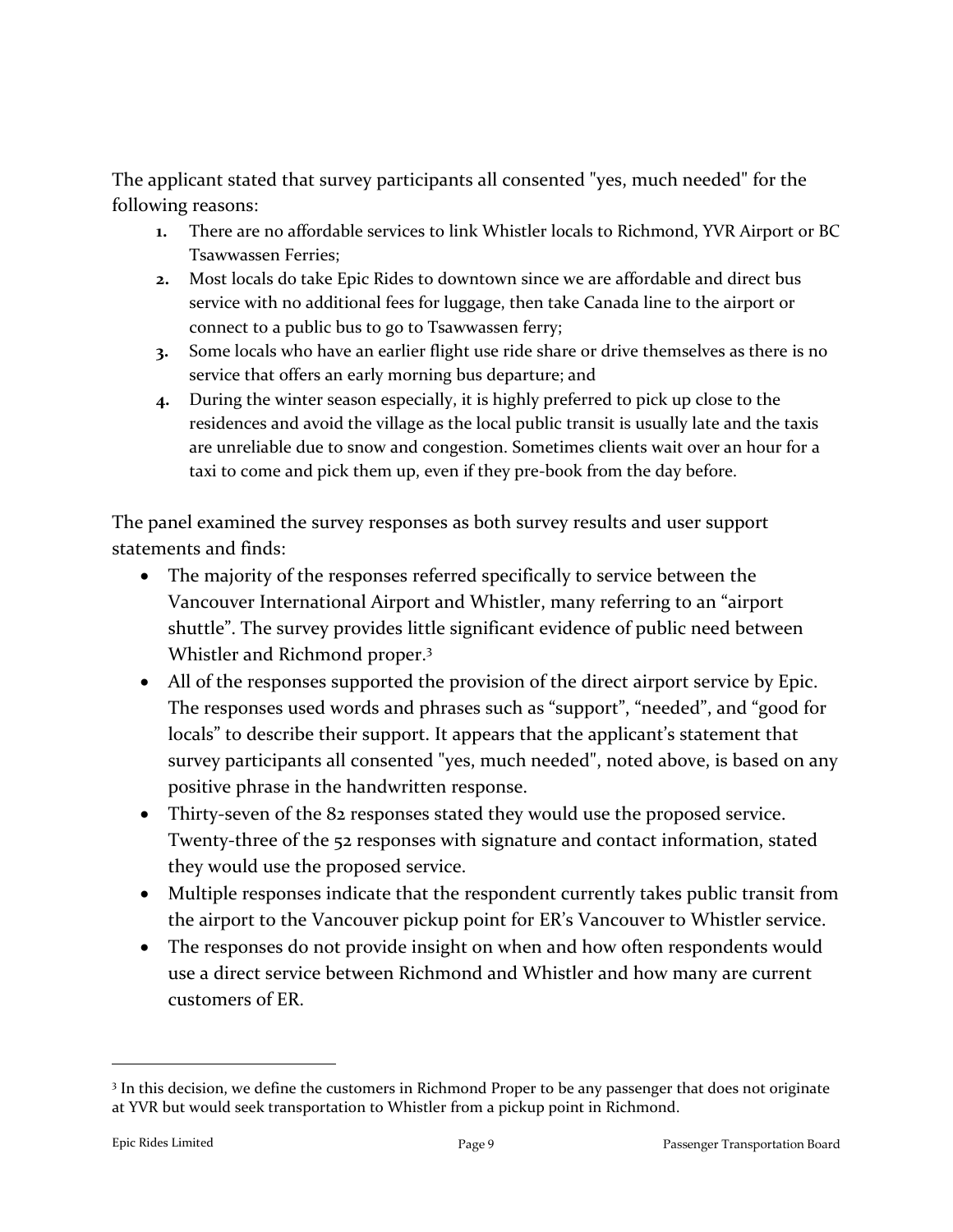The applicant stated that survey participants all consented "yes, much needed" for the following reasons:

1. There are no affordable services to link Whistler locals to Richmond, YVR Airport or BC Tsawwassen Ferries;
2. Most locals do take Epic Rides to downtown since we are affordable and direct bus service with no additional fees for luggage, then take Canada line to the airport or connect to a public bus to go to Tsawwassen ferry;
3. Some locals who have an earlier flight use ride share or drive themselves as there is no service that offers an early morning bus departure; and
4. During the winter season especially, it is highly preferred to pick up close to the residences and avoid the village as the local public transit is usually late and the taxis are unreliable due to snow and congestion. Sometimes clients wait over an hour for a taxi to come and pick them up, even if they pre-book from the day before.

The panel examined the survey responses as both survey results and user support statements and finds:

- The majority of the responses referred specifically to service between the Vancouver International Airport and Whistler, many referring to an "airport shuttle". The survey provides little significant evidence of public need between Whistler and Richmond proper.[3]
- All of the responses supported the provision of the direct airport service by Epic. The responses used words and phrases such as "support", "needed", and "good for locals" to describe their support. It appears that the applicant's statement that survey participants all consented "yes, much needed", noted above, is based on any positive phrase in the handwritten response.
- Thirty-seven of the 82 responses stated they would use the proposed service. Twenty-three of the 52 responses with signature and contact information, stated they would use the proposed service.
- Multiple responses indicate that the respondent currently takes public transit from the airport to the Vancouver pickup point for ER's Vancouver to Whistler service.
- The responses do not provide insight on when and how often respondents would use a direct service between Richmond and Whistler and how many are current customers of ER.

[3] In this decision, we define the customers in Richmond Proper to be any passenger that does not originate at YVR but would seek transportation to Whistler from a pickup point in Richmond.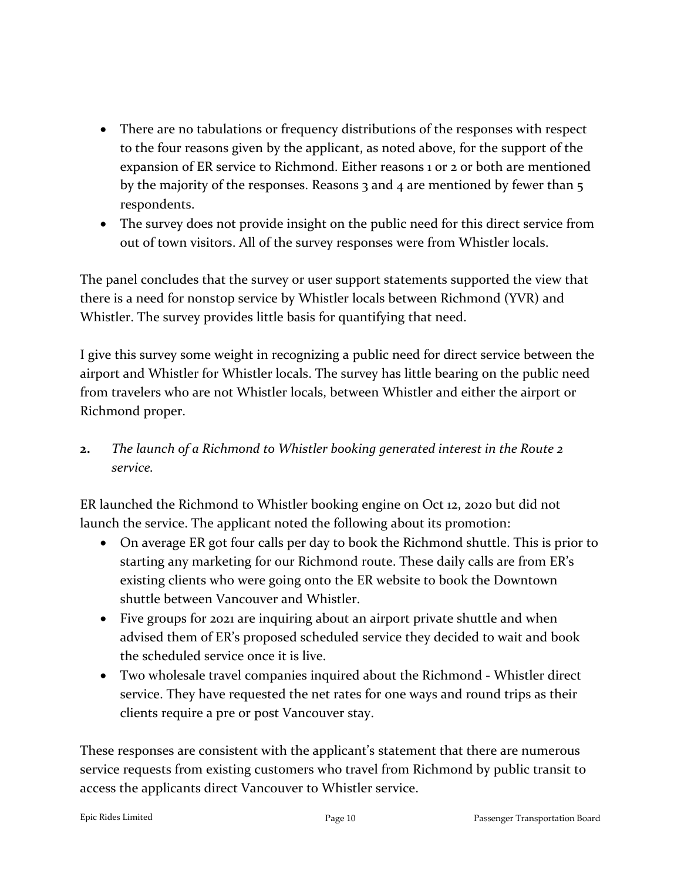- There are no tabulations or frequency distributions of the responses with respect to the four reasons given by the applicant, as noted above, for the support of the expansion of ER service to Richmond. Either reasons 1 or 2 or both are mentioned by the majority of the responses. Reasons 3 and 4 are mentioned by fewer than 5 respondents.
- The survey does not provide insight on the public need for this direct service from out of town visitors. All of the survey responses were from Whistler locals.

The panel concludes that the survey or user support statements supported the view that there is a need for nonstop service by Whistler locals between Richmond (YVR) and Whistler. The survey provides little basis for quantifying that need.

I give this survey some weight in recognizing a public need for direct service between the airport and Whistler for Whistler locals. The survey has little bearing on the public need from travelers who are not Whistler locals, between Whistler and either the airport or Richmond proper.

**2.** *The launch of a Richmond to Whistler booking generated interest in the Route 2 service.*

ER launched the Richmond to Whistler booking engine on Oct 12, 2020 but did not launch the service. The applicant noted the following about its promotion:

- On average ER got four calls per day to book the Richmond shuttle. This is prior to starting any marketing for our Richmond route. These daily calls are from ER's existing clients who were going onto the ER website to book the Downtown shuttle between Vancouver and Whistler.
- Five groups for 2021 are inquiring about an airport private shuttle and when advised them of ER's proposed scheduled service they decided to wait and book the scheduled service once it is live.
- Two wholesale travel companies inquired about the Richmond - Whistler direct service. They have requested the net rates for one ways and round trips as their clients require a pre or post Vancouver stay.

These responses are consistent with the applicant's statement that there are numerous service requests from existing customers who travel from Richmond by public transit to access the applicants direct Vancouver to Whistler service.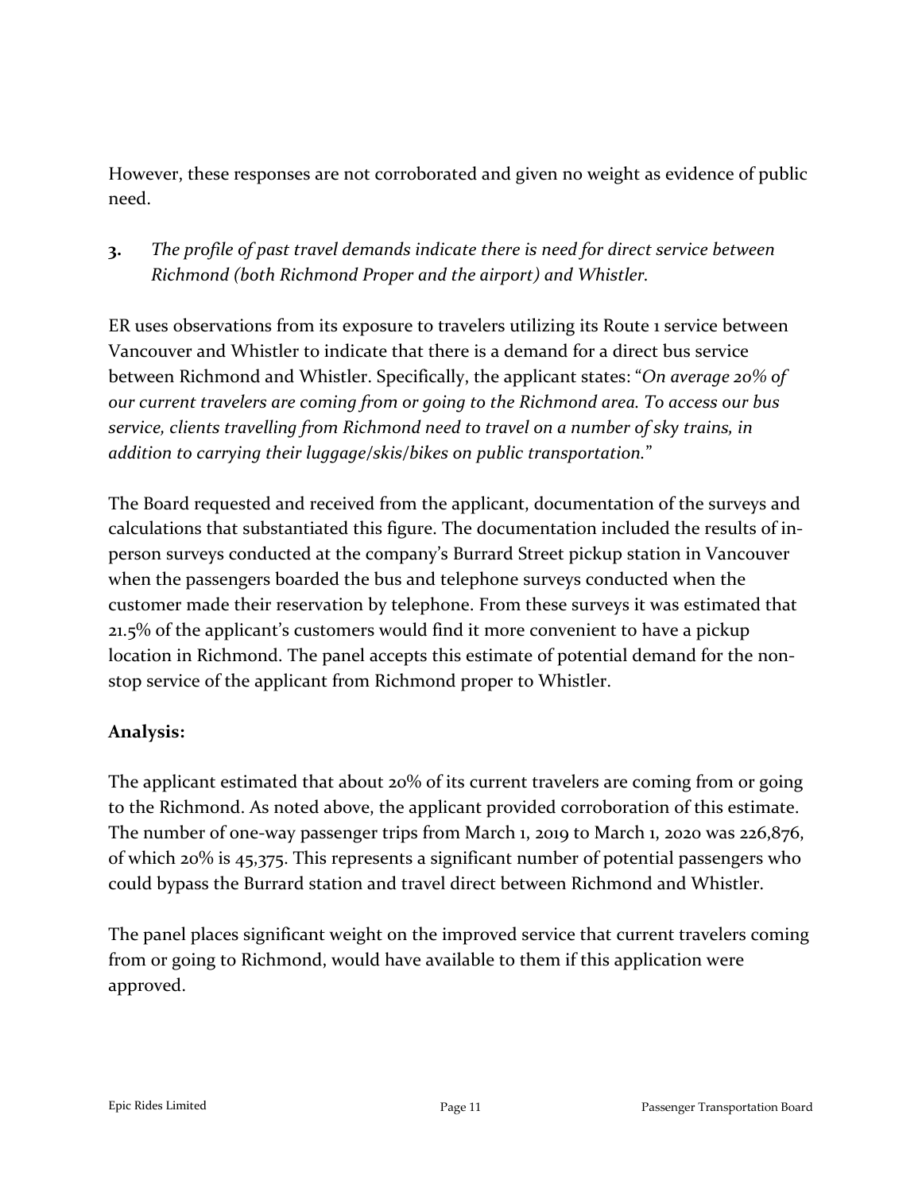However, these responses are not corroborated and given no weight as evidence of public need.

3. *The profile of past travel demands indicate there is need for direct service between Richmond (both Richmond Proper and the airport) and Whistler.*

ER uses observations from its exposure to travelers utilizing its Route 1 service between Vancouver and Whistler to indicate that there is a demand for a direct bus service between Richmond and Whistler. Specifically, the applicant states: "*On average 20% of our current travelers are coming from or going to the Richmond area. To access our bus service, clients travelling from Richmond need to travel on a number of sky trains, in addition to carrying their luggage/skis/bikes on public transportation.*"

The Board requested and received from the applicant, documentation of the surveys and calculations that substantiated this figure. The documentation included the results of in-person surveys conducted at the company's Burrard Street pickup station in Vancouver when the passengers boarded the bus and telephone surveys conducted when the customer made their reservation by telephone. From these surveys it was estimated that 21.5% of the applicant's customers would find it more convenient to have a pickup location in Richmond. The panel accepts this estimate of potential demand for the non-stop service of the applicant from Richmond proper to Whistler.

**Analysis:**

The applicant estimated that about 20% of its current travelers are coming from or going to the Richmond. As noted above, the applicant provided corroboration of this estimate. The number of one-way passenger trips from March 1, 2019 to March 1, 2020 was 226,876, of which 20% is 45,375. This represents a significant number of potential passengers who could bypass the Burrard station and travel direct between Richmond and Whistler.

The panel places significant weight on the improved service that current travelers coming from or going to Richmond, would have available to them if this application were approved.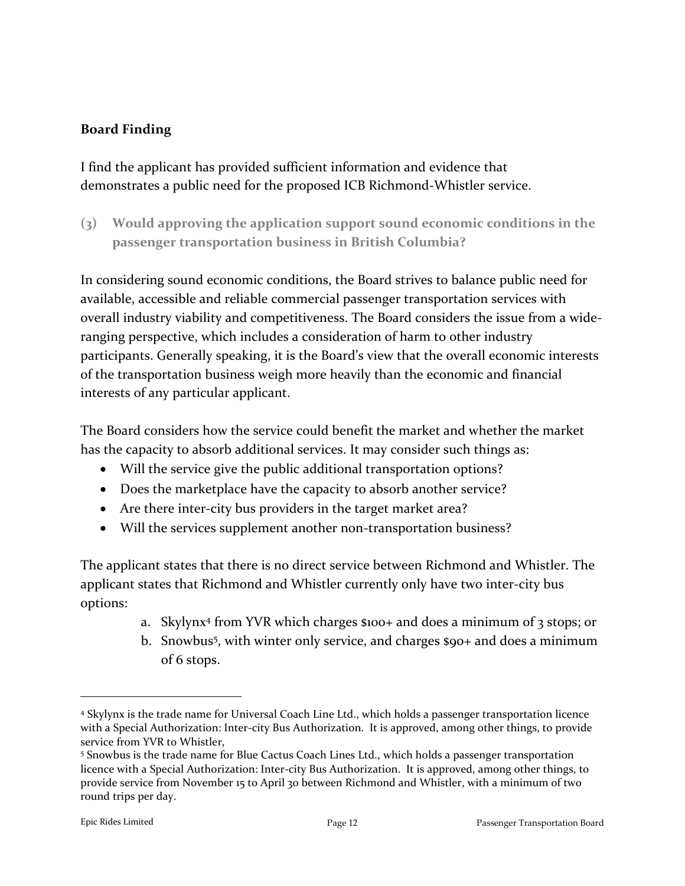**Board Finding**

I find the applicant has provided sufficient information and evidence that demonstrates a public need for the proposed ICB Richmond-Whistler service.

### (3) Would approving the application support sound economic conditions in the passenger transportation business in British Columbia?

In considering sound economic conditions, the Board strives to balance public need for available, accessible and reliable commercial passenger transportation services with overall industry viability and competitiveness. The Board considers the issue from a wide-ranging perspective, which includes a consideration of harm to other industry participants. Generally speaking, it is the Board's view that the overall economic interests of the transportation business weigh more heavily than the economic and financial interests of any particular applicant.

The Board considers how the service could benefit the market and whether the market has the capacity to absorb additional services. It may consider such things as:

- Will the service give the public additional transportation options?
- Does the marketplace have the capacity to absorb another service?
- Are there inter-city bus providers in the target market area?
- Will the services supplement another non-transportation business?

The applicant states that there is no direct service between Richmond and Whistler. The applicant states that Richmond and Whistler currently only have two inter-city bus options:

a. Skylynx[4] from YVR which charges $100+ and does a minimum of 3 stops; or
b. Snowbus[5], with winter only service, and charges $90+ and does a minimum of 6 stops.

---

[4] Skylynx is the trade name for Universal Coach Line Ltd., which holds a passenger transportation licence with a Special Authorization: Inter-city Bus Authorization. It is approved, among other things, to provide service from YVR to Whistler,

[5] Snowbus is the trade name for Blue Cactus Coach Lines Ltd., which holds a passenger transportation licence with a Special Authorization: Inter-city Bus Authorization. It is approved, among other things, to provide service from November 15 to April 30 between Richmond and Whistler, with a minimum of two round trips per day.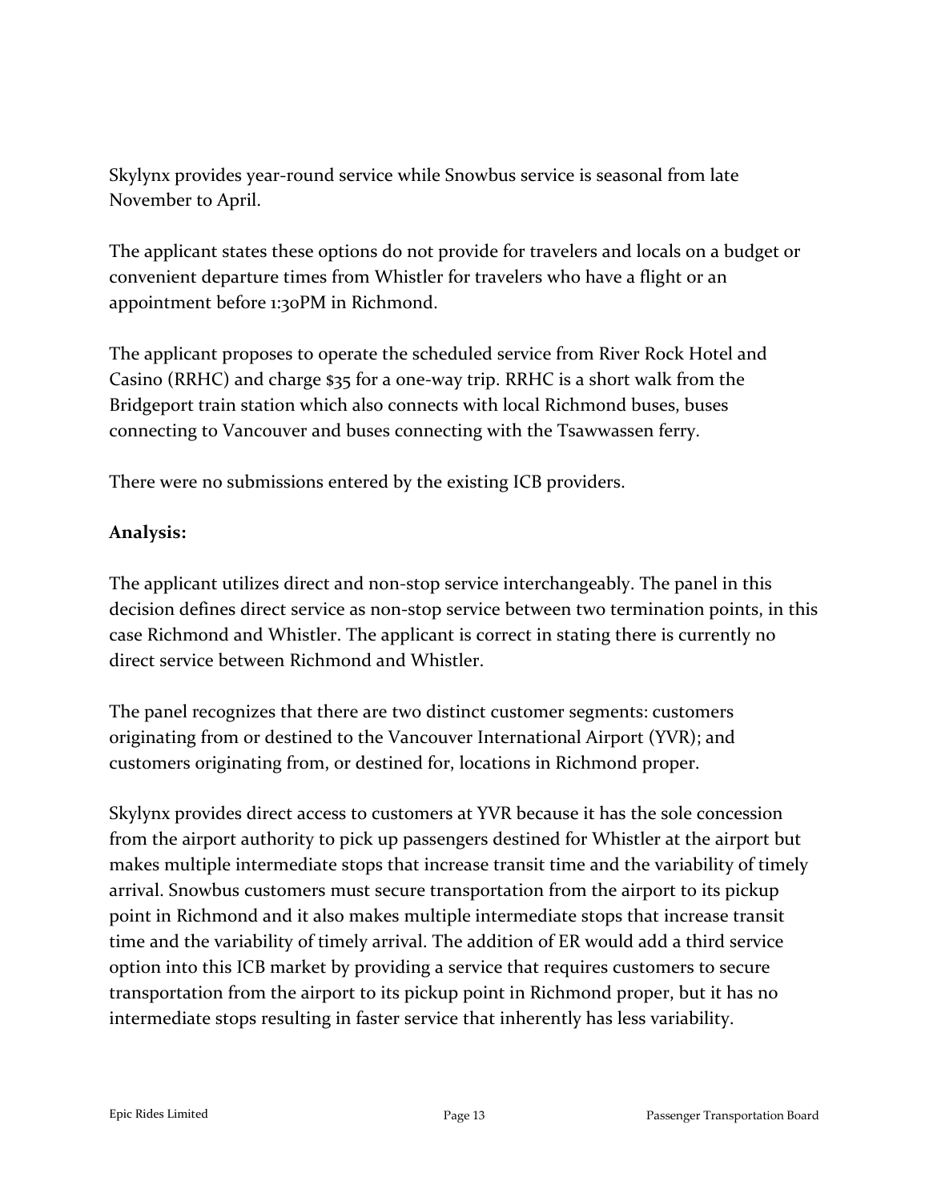Skylynx provides year-round service while Snowbus service is seasonal from late November to April.

The applicant states these options do not provide for travelers and locals on a budget or convenient departure times from Whistler for travelers who have a flight or an appointment before 1:30PM in Richmond.

The applicant proposes to operate the scheduled service from River Rock Hotel and Casino (RRHC) and charge $35 for a one-way trip. RRHC is a short walk from the Bridgeport train station which also connects with local Richmond buses, buses connecting to Vancouver and buses connecting with the Tsawwassen ferry.

There were no submissions entered by the existing ICB providers.

**Analysis:**

The applicant utilizes direct and non-stop service interchangeably. The panel in this decision defines direct service as non-stop service between two termination points, in this case Richmond and Whistler. The applicant is correct in stating there is currently no direct service between Richmond and Whistler.

The panel recognizes that there are two distinct customer segments: customers originating from or destined to the Vancouver International Airport (YVR); and customers originating from, or destined for, locations in Richmond proper.

Skylynx provides direct access to customers at YVR because it has the sole concession from the airport authority to pick up passengers destined for Whistler at the airport but makes multiple intermediate stops that increase transit time and the variability of timely arrival. Snowbus customers must secure transportation from the airport to its pickup point in Richmond and it also makes multiple intermediate stops that increase transit time and the variability of timely arrival. The addition of ER would add a third service option into this ICB market by providing a service that requires customers to secure transportation from the airport to its pickup point in Richmond proper, but it has no intermediate stops resulting in faster service that inherently has less variability.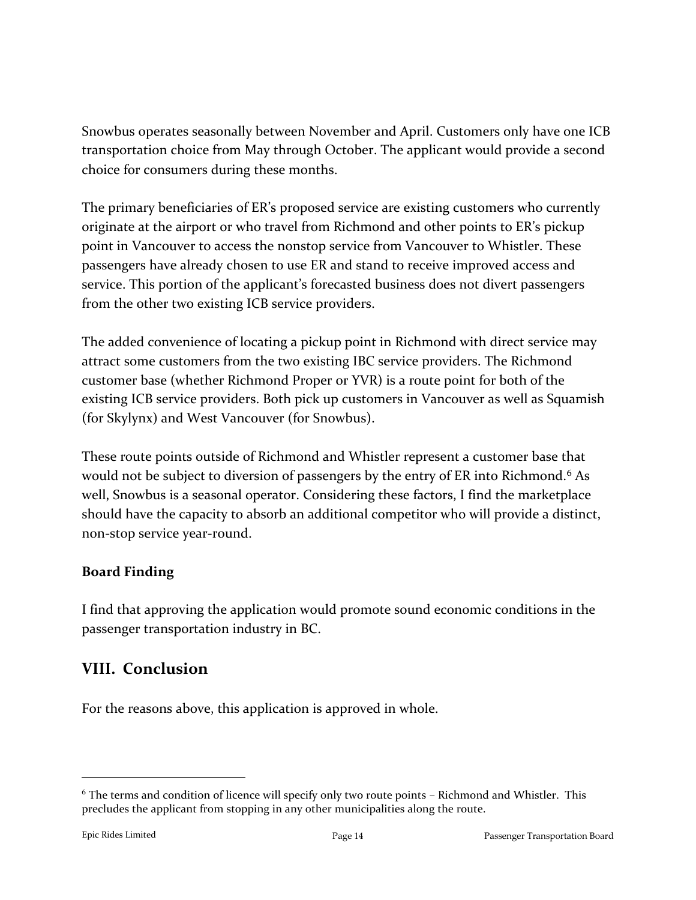Snowbus operates seasonally between November and April. Customers only have one ICB transportation choice from May through October. The applicant would provide a second choice for consumers during these months.

The primary beneficiaries of ER's proposed service are existing customers who currently originate at the airport or who travel from Richmond and other points to ER's pickup point in Vancouver to access the nonstop service from Vancouver to Whistler. These passengers have already chosen to use ER and stand to receive improved access and service. This portion of the applicant's forecasted business does not divert passengers from the other two existing ICB service providers.

The added convenience of locating a pickup point in Richmond with direct service may attract some customers from the two existing IBC service providers. The Richmond customer base (whether Richmond Proper or YVR) is a route point for both of the existing ICB service providers. Both pick up customers in Vancouver as well as Squamish (for Skylynx) and West Vancouver (for Snowbus).

These route points outside of Richmond and Whistler represent a customer base that would not be subject to diversion of passengers by the entry of ER into Richmond.[6] As well, Snowbus is a seasonal operator. Considering these factors, I find the marketplace should have the capacity to absorb an additional competitor who will provide a distinct, non-stop service year-round.

**Board Finding**

I find that approving the application would promote sound economic conditions in the passenger transportation industry in BC.

## VIII. Conclusion

For the reasons above, this application is approved in whole.

---

[6] The terms and condition of licence will specify only two route points – Richmond and Whistler. This precludes the applicant from stopping in any other municipalities along the route.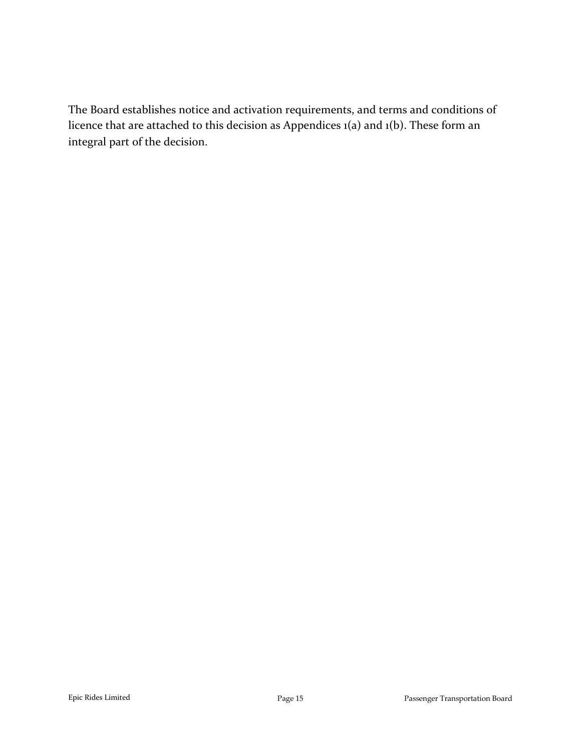The Board establishes notice and activation requirements, and terms and conditions of licence that are attached to this decision as Appendices 1(a) and 1(b). These form an integral part of the decision.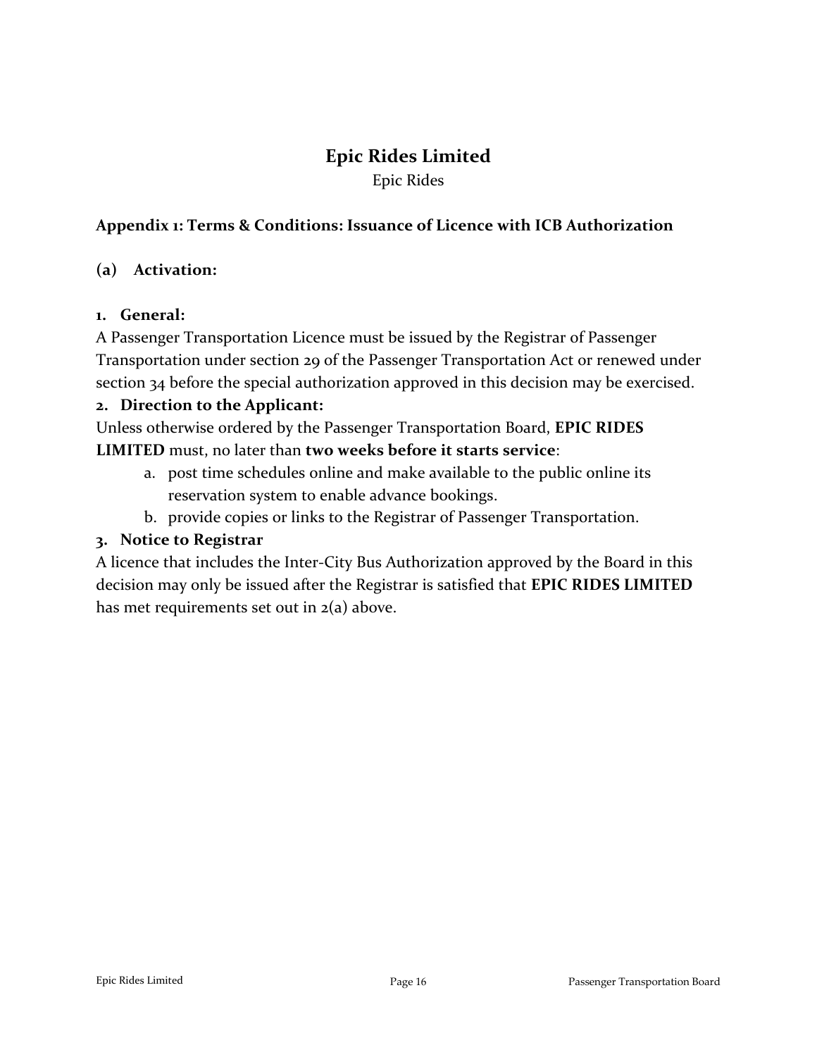# Epic Rides Limited

Epic Rides

### Appendix 1: Terms & Conditions: Issuance of Licence with ICB Authorization

**(a) Activation:**

**1. General:**

A Passenger Transportation Licence must be issued by the Registrar of Passenger Transportation under section 29 of the Passenger Transportation Act or renewed under section 34 before the special authorization approved in this decision may be exercised.

**2. Direction to the Applicant:**

Unless otherwise ordered by the Passenger Transportation Board, **EPIC RIDES LIMITED** must, no later than **two weeks before it starts service**:

a. post time schedules online and make available to the public online its reservation system to enable advance bookings.
b. provide copies or links to the Registrar of Passenger Transportation.

**3. Notice to Registrar**

A licence that includes the Inter-City Bus Authorization approved by the Board in this decision may only be issued after the Registrar is satisfied that **EPIC RIDES LIMITED** has met requirements set out in 2(a) above.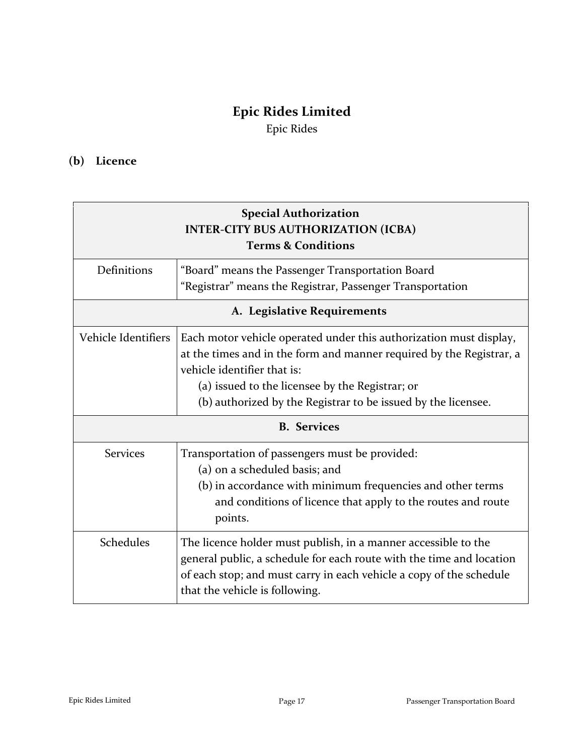# Epic Rides Limited

Epic Rides

## (b) Licence

| Special Authorization<br>INTER-CITY BUS AUTHORIZATION (ICBA)<br>Terms & Conditions | |
|---|---|
| Definitions | "Board" means the Passenger Transportation Board<br>"Registrar" means the Registrar, Passenger Transportation |
| **A. Legislative Requirements** | |
| Vehicle Identifiers | Each motor vehicle operated under this authorization must display, at the times and in the form and manner required by the Registrar, a vehicle identifier that is:<br>(a) issued to the licensee by the Registrar; or<br>(b) authorized by the Registrar to be issued by the licensee. |
| **B. Services** | |
| Services | Transportation of passengers must be provided:<br>(a) on a scheduled basis; and<br>(b) in accordance with minimum frequencies and other terms and conditions of licence that apply to the routes and route points. |
| Schedules | The licence holder must publish, in a manner accessible to the general public, a schedule for each route with the time and location of each stop; and must carry in each vehicle a copy of the schedule that the vehicle is following. |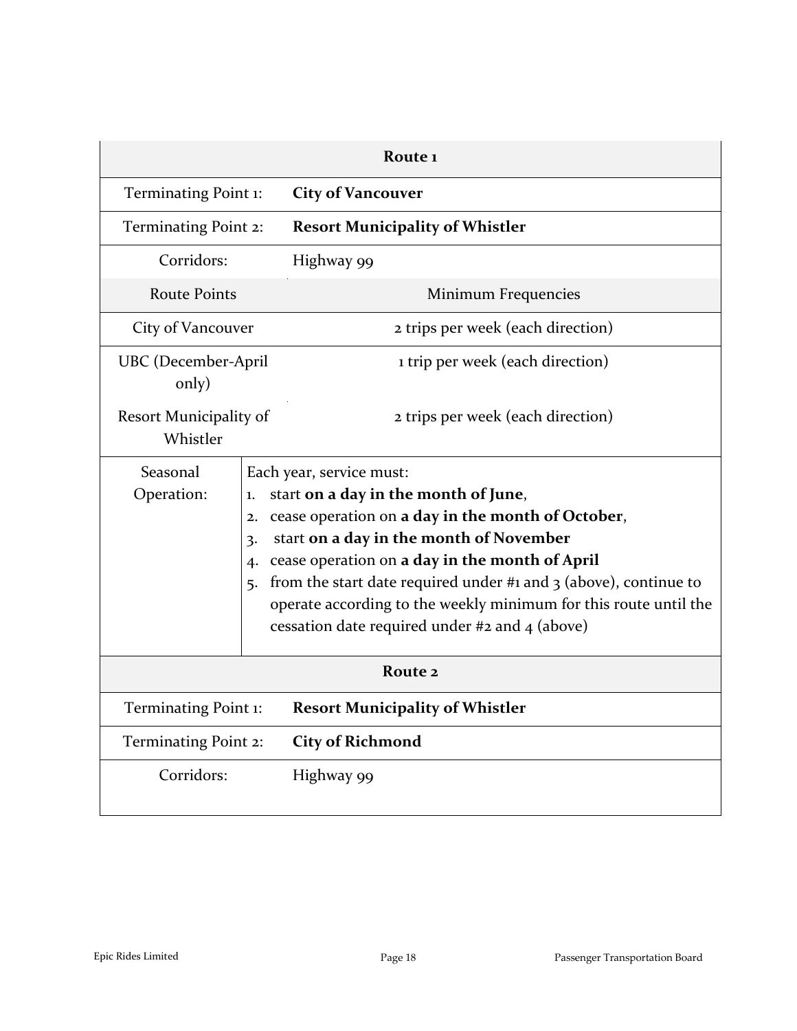| Route 1 | |
|---|---|
| Terminating Point 1: | **City of Vancouver** |
| Terminating Point 2: | **Resort Municipality of Whistler** |
| Corridors: | Highway 99 |
| Route Points | Minimum Frequencies |
| City of Vancouver | 2 trips per week (each direction) |
| UBC (December-April only) | 1 trip per week (each direction) |
| Resort Municipality of Whistler | 2 trips per week (each direction) |
| Seasonal Operation: | Each year, service must:<br>1. start **on a day in the month of June**,<br>2. cease operation on **a day in the month of October**,<br>3. start **on a day in the month of November**<br>4. cease operation on **a day in the month of April**<br>5. from the start date required under #1 and 3 (above), continue to operate according to the weekly minimum for this route until the cessation date required under #2 and 4 (above) |

| Route 2 | |
|---|---|
| Terminating Point 1: | **Resort Municipality of Whistler** |
| Terminating Point 2: | **City of Richmond** |
| Corridors: | Highway 99 |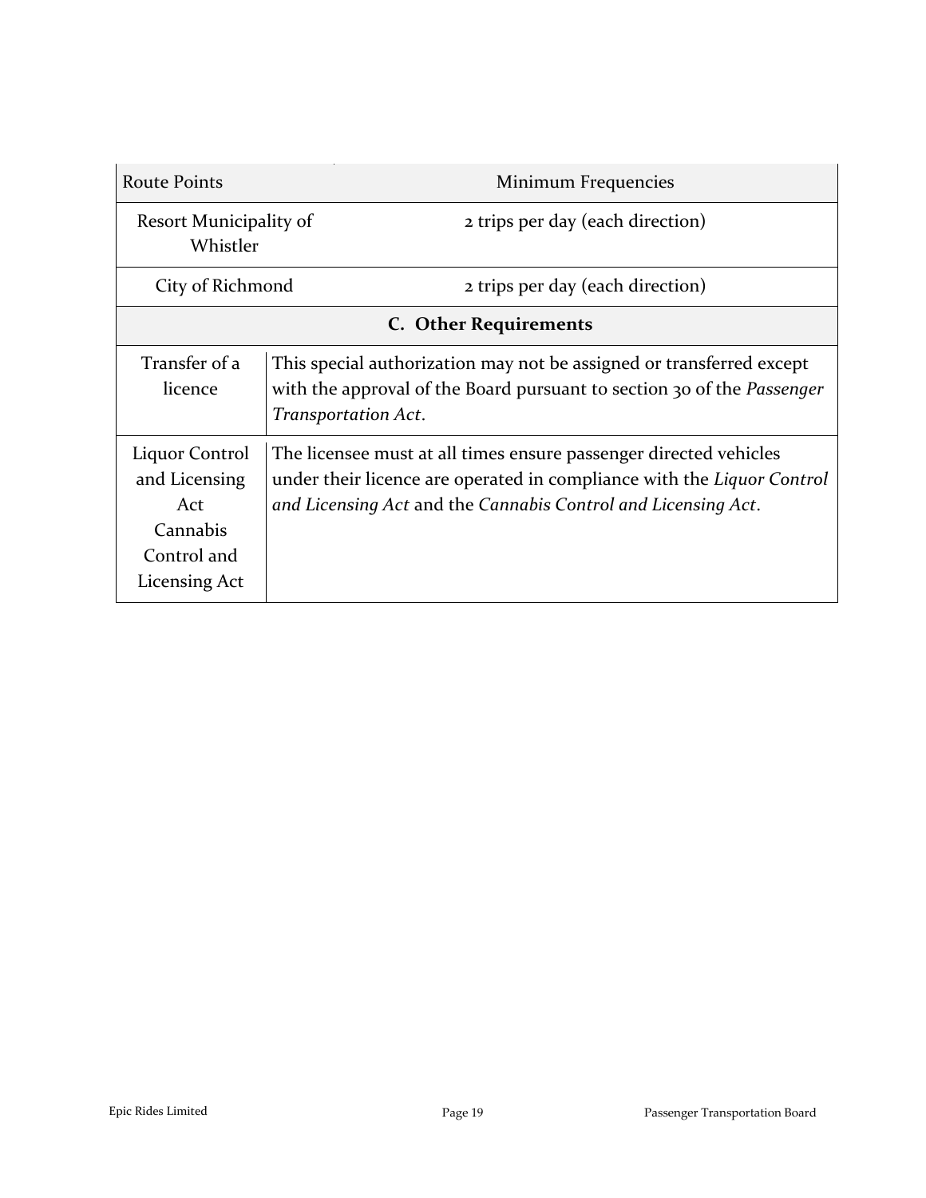| Route Points | Minimum Frequencies |
| --- | --- |
| Resort Municipality of Whistler | 2 trips per day (each direction) |
| City of Richmond | 2 trips per day (each direction) |

| **C. Other Requirements** | |
| --- | --- |
| Transfer of a licence | This special authorization may not be assigned or transferred except with the approval of the Board pursuant to section 30 of the *Passenger Transportation Act*. |
| Liquor Control and Licensing Act Cannabis Control and Licensing Act | The licensee must at all times ensure passenger directed vehicles under their licence are operated in compliance with the *Liquor Control and Licensing Act* and the *Cannabis Control and Licensing Act*. |